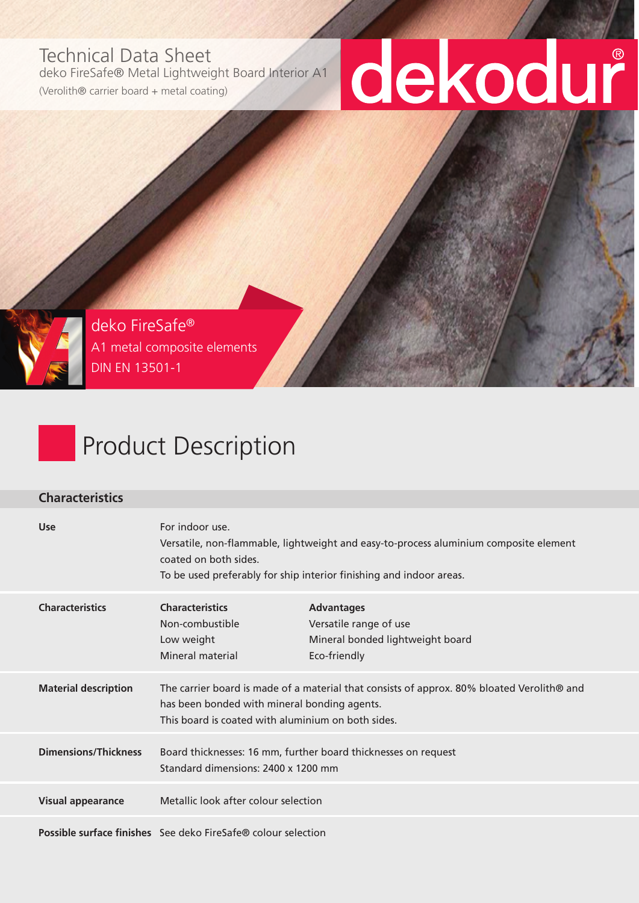# Technical Data Sheet

deko FireSafe® Metal Lightweight Board Interior A1

(Verolith® carrier board + metal coating)

dekodur®

deko FireSafe®
A1 metal composite elements
DIN EN 13501-1

## Product Description

### Characteristics

| | | |
|---|---|---|
| **Use** | For indoor use.<br>Versatile, non-flammable, lightweight and easy-to-process aluminium composite element coated on both sides.<br>To be used preferably for ship interior finishing and indoor areas. | |
| **Characteristics** | **Characteristics**<br>Non-combustible<br>Low weight<br>Mineral material | **Advantages**<br>Versatile range of use<br>Mineral bonded lightweight board<br>Eco-friendly |
| **Material description** | The carrier board is made of a material that consists of approx. 80% bloated Verolith® and has been bonded with mineral bonding agents.<br>This board is coated with aluminium on both sides. | |
| **Dimensions/Thickness** | Board thicknesses: 16 mm, further board thicknesses on request<br>Standard dimensions: 2400 x 1200 mm | |
| **Visual appearance** | Metallic look after colour selection | |
| **Possible surface finishes** | See deko FireSafe® colour selection | |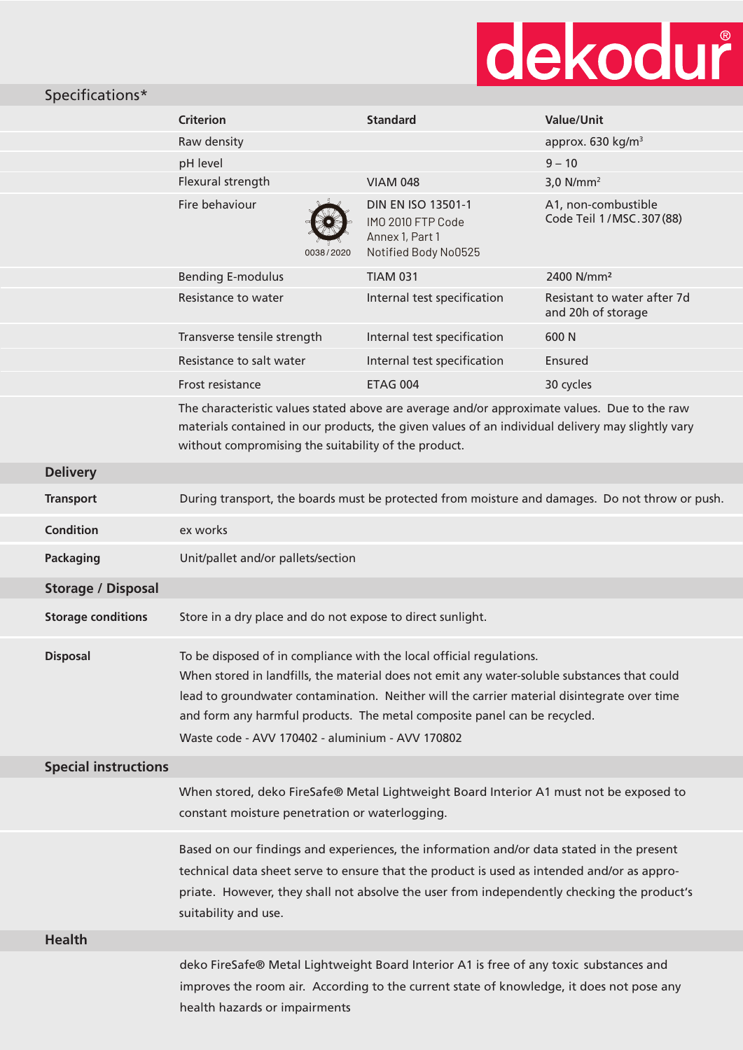dekodur®

## Specifications*

| Criterion | Standard | Value/Unit |
|---|---|---|
| Raw density | | approx. 630 kg/m³ |
| pH level | | 9 – 10 |
| Flexural strength | VIAM 048 | 3,0 N/mm² |
| Fire behaviour (0038/2020) | DIN EN ISO 13501-1 IMO 2010 FTP Code Annex 1, Part 1 Notified Body No0525 | A1, non-combustible Code Teil 1/MSC.307(88) |
| Bending E-modulus | TIAM 031 | 2400 N/mm² |
| Resistance to water | Internal test specification | Resistant to water after 7d and 20h of storage |
| Transverse tensile strength | Internal test specification | 600 N |
| Resistance to salt water | Internal test specification | Ensured |
| Frost resistance | ETAG 004 | 30 cycles |

The characteristic values stated above are average and/or approximate values. Due to the raw materials contained in our products, the given values of an individual delivery may slightly vary without compromising the suitability of the product.

## Delivery

**Transport**

During transport, the boards must be protected from moisture and damages. Do not throw or push.

**Condition**

ex works

**Packaging**

Unit/pallet and/or pallets/section

## Storage / Disposal

**Storage conditions**

Store in a dry place and do not expose to direct sunlight.

**Disposal**

To be disposed of in compliance with the local official regulations.
When stored in landfills, the material does not emit any water-soluble substances that could lead to groundwater contamination. Neither will the carrier material disintegrate over time and form any harmful products. The metal composite panel can be recycled.
Waste code - AVV 170402 - aluminium - AVV 170802

## Special instructions

When stored, deko FireSafe® Metal Lightweight Board Interior A1 must not be exposed to constant moisture penetration or waterlogging.

Based on our findings and experiences, the information and/or data stated in the present technical data sheet serve to ensure that the product is used as intended and/or as appropriate. However, they shall not absolve the user from independently checking the product's suitability and use.

## Health

deko FireSafe® Metal Lightweight Board Interior A1 is free of any toxic substances and improves the room air. According to the current state of knowledge, it does not pose any health hazards or impairments